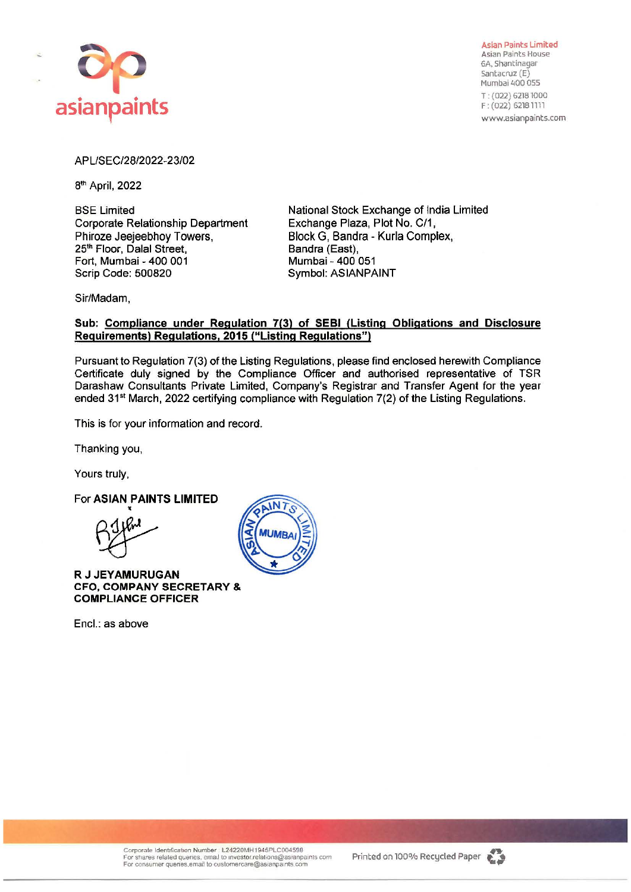**Asian Paints Limited**
Asian Paints House
6A, Shantinagar
Santacruz (E)
Mumbai 400 055
T : (022) 6218 1000
F : (022) 6218 1111
www.asianpaints.com

APL/SEC/28/2022-23/02

8th April, 2022

BSE Limited
Corporate Relationship Department
Phiroze Jeejeebhoy Towers,
25th Floor, Dalal Street,
Fort, Mumbai - 400 001
Scrip Code: 500820

National Stock Exchange of India Limited
Exchange Plaza, Plot No. C/1,
Block G, Bandra - Kurla Complex,
Bandra (East),
Mumbai - 400 051
Symbol: ASIANPAINT

Sir/Madam,

**Sub: Compliance under Regulation 7(3) of SEBI (Listing Obligations and Disclosure Requirements) Regulations, 2015 ("Listing Regulations")**

Pursuant to Regulation 7(3) of the Listing Regulations, please find enclosed herewith Compliance Certificate duly signed by the Compliance Officer and authorised representative of TSR Darashaw Consultants Private Limited, Company's Registrar and Transfer Agent for the year ended 31st March, 2022 certifying compliance with Regulation 7(2) of the Listing Regulations.

This is for your information and record.

Thanking you,

Yours truly,

For **ASIAN PAINTS LIMITED**

**R J JEYAMURUGAN**
**CFO, COMPANY SECRETARY & COMPLIANCE OFFICER**

Encl.: as above

Corporate Identification Number : L24220MH1945PLC004598
For shares related queries, email to investor.relations@asianpaints.com
For consumer queries,email to customercare@asianpaints.com

Printed on 100% Recycled Paper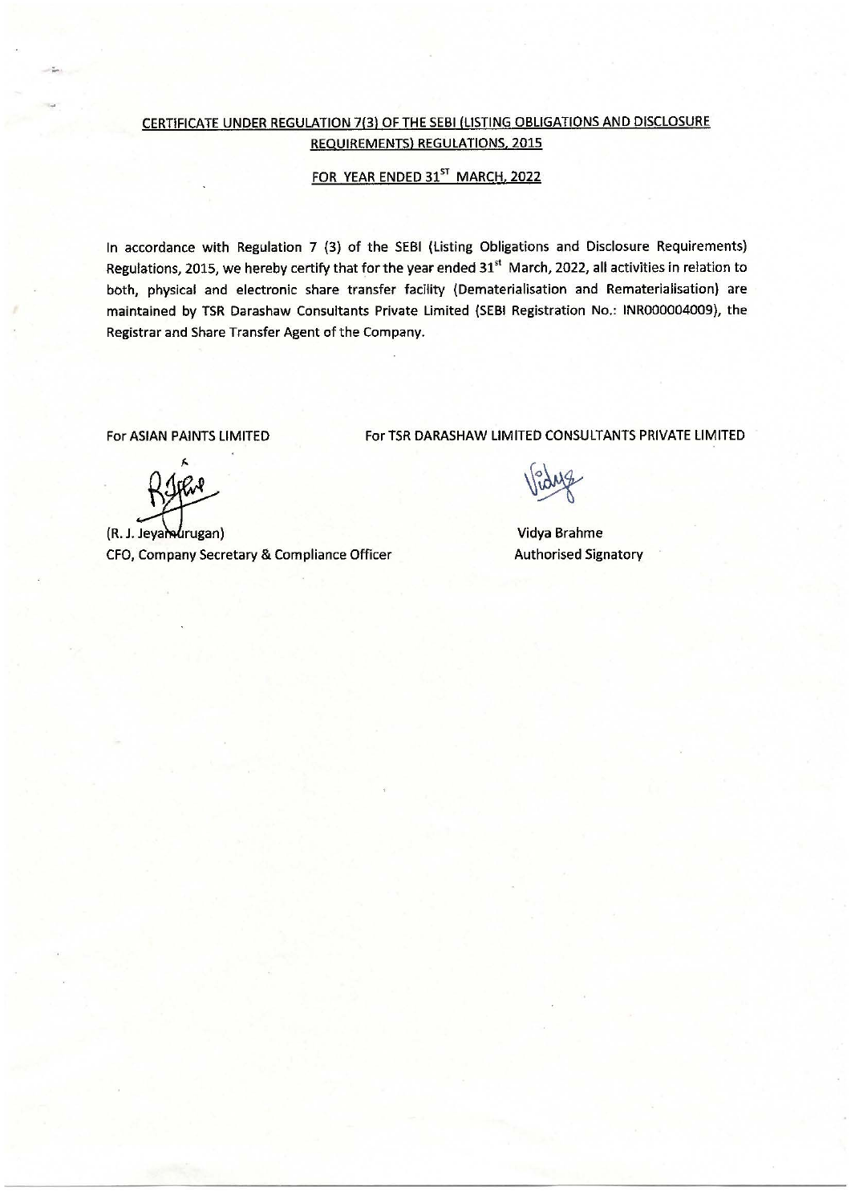## CERTIFICATE UNDER REGULATION 7(3) OF THE SEBI (LISTING OBLIGATIONS AND DISCLOSURE REQUIREMENTS) REGULATIONS, 2015

### FOR YEAR ENDED 31ST MARCH, 2022

In accordance with Regulation 7 (3) of the SEBI (Listing Obligations and Disclosure Requirements) Regulations, 2015, we hereby certify that for the year ended 31st March, 2022, all activities in relation to both, physical and electronic share transfer facility (Dematerialisation and Rematerialisation) are maintained by TSR Darashaw Consultants Private Limited (SEBI Registration No.: INR000004009), the Registrar and Share Transfer Agent of the Company.

For ASIAN PAINTS LIMITED

(R. J. Jeyamurugan)
CFO, Company Secretary & Compliance Officer

For TSR DARASHAW LIMITED CONSULTANTS PRIVATE LIMITED

Vidya Brahme
Authorised Signatory